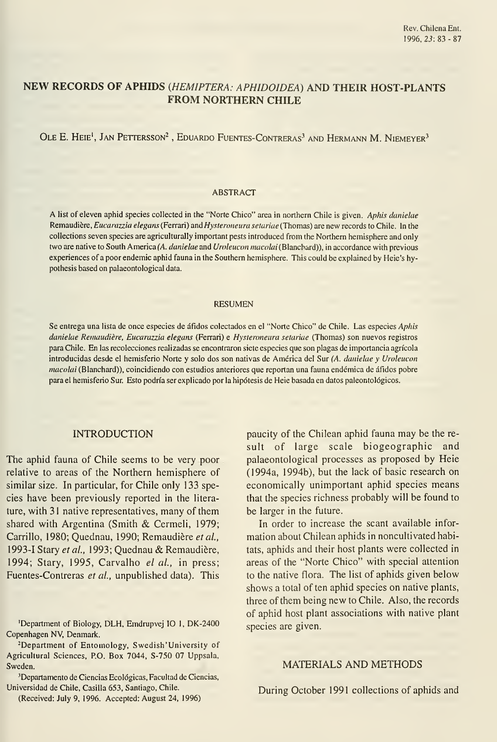# NEW RECORDS OF APHIDS (*HEMIPTERA: APHIDOIDEA*) AND THEIR HOST-PLANTS FROM NORTHERN CHILE

Ole E. Heie[1], Jan Pettersson[2], Eduardo Fuentes-Contreras[3] and Hermann M. Niemeyer[3]

## ABSTRACT

A list of eleven aphid species collected in the "Norte Chico" area in northern Chile is given. *Aphis danielae* Remaudière, *Eucarazzia elegans* (Ferrari) and *Hysteroneura setariae* (Thomas) are new records to Chile. In the collections seven species are agriculturally important pests introduced from the Northern hemisphere and only two are native to South America (*A. danielae* and *Uroleucon macolai* (Blanchard)), in accordance with previous experiences of a poor endemic aphid fauna in the Southern hemisphere. This could be explained by Heie's hypothesis based on palaeontological data.

## RESUMEN

Se entrega una lista de once especies de áfidos colectados en el "Norte Chico" de Chile. Las especies *Aphis danielae Remaudière, Eucarazzia elegans* (Ferrari) e *Hysteroneura setariae* (Thomas) son nuevos registros para Chile. En las recolecciones realizadas se encontraron siete especies que son plagas de importancia agrícola introducidas desde el hemisferio Norte y solo dos son nativas de América del Sur (*A. danielae y Uroleucon macolai* (Blanchard)), coincidiendo con estudios anteriores que reportan una fauna endémica de áfidos pobre para el hemisferio Sur. Esto podría ser explicado por la hipótesis de Heie basada en datos paleontológicos.

## INTRODUCTION

The aphid fauna of Chile seems to be very poor relative to areas of the Northern hemisphere of similar size. In particular, for Chile only 133 species have been previously reported in the literature, with 31 native representatives, many of them shared with Argentina (Smith & Cermeli, 1979; Carrillo, 1980; Quednau, 1990; Remaudière *et al.*, 1993-I Stary *et al.*, 1993; Quednau & Remaudière, 1994; Stary, 1995, Carvalho *el al.*, in press; Fuentes-Contreras *et al.*, unpublished data). This paucity of the Chilean aphid fauna may be the result of large scale biogeographic and palaeontological processes as proposed by Heie (1994a, 1994b), but the lack of basic research on economically unimportant aphid species means that the species richness probably will be found to be larger in the future.

In order to increase the scant available information about Chilean aphids in noncultivated habitats, aphids and their host plants were collected in areas of the "Norte Chico" with special attention to the native flora. The list of aphids given below shows a total of ten aphid species on native plants, three of them being new to Chile. Also, the records of aphid host plant associations with native plant species are given.

## MATERIALS AND METHODS

During October 1991 collections of aphids and

[1]Department of Biology, DLH, Emdrupvej 10 1, DK-2400 Copenhagen NV, Denmark.

[2]Department of Entomology, Swedish'University of Agricultural Sciences, P.O. Box 7044, S-750 07 Uppsala, Sweden.

[3]Departamento de Ciencias Ecológicas, Facultad de Ciencias, Universidad de Chile, Casilla 653, Santiago, Chile.

(Received: July 9, 1996. Accepted: August 24, 1996)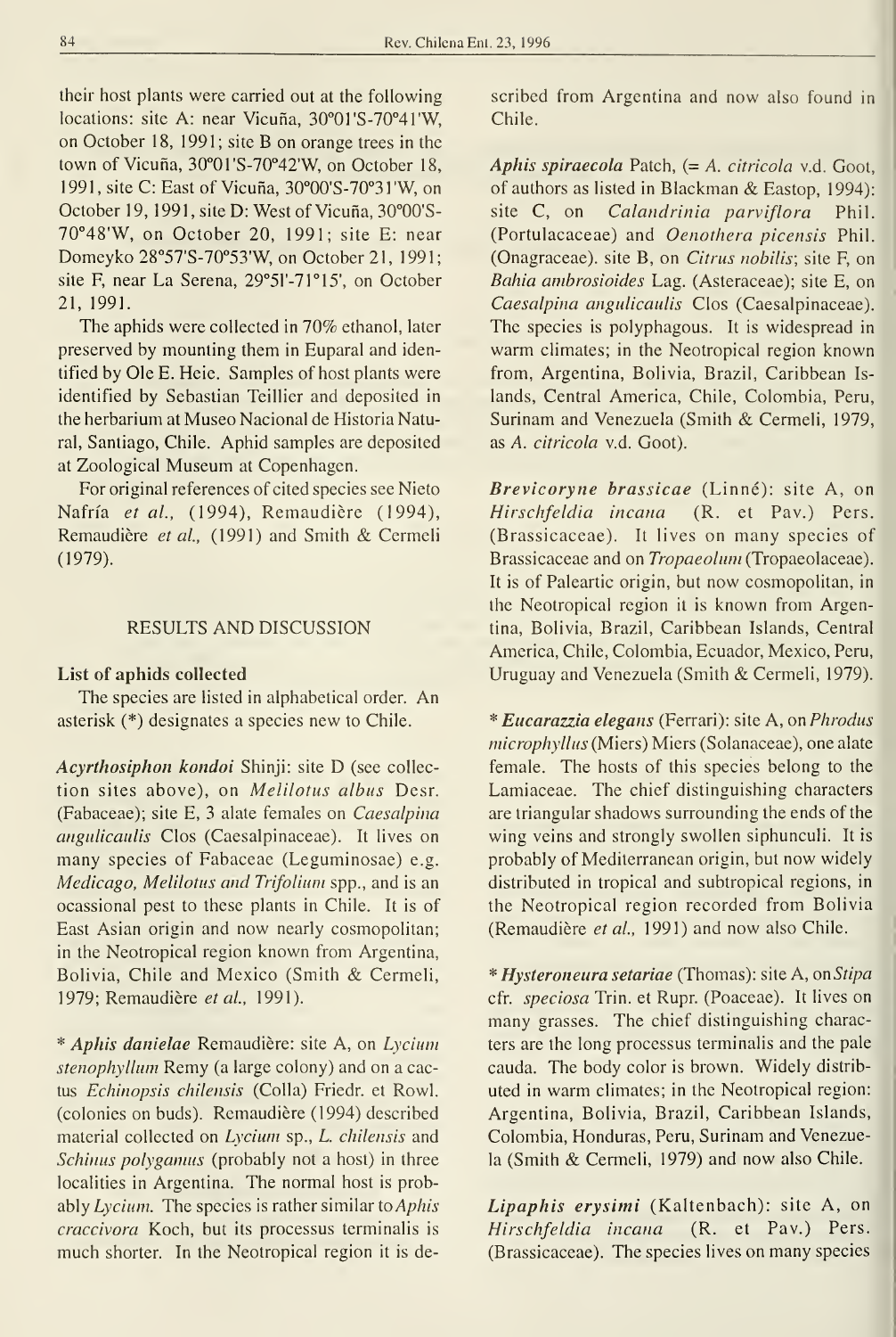their host plants were carried out at the following locations: site A: near Vicuña, 30°01'S-70°41'W, on October 18, 1991; site B on orange trees in the town of Vicuña, 30°01'S-70°42'W, on October 18, 1991, site C: East of Vicuña, 30°00'S-70°31'W, on October 19, 1991, site D: West of Vicuña, 30°00'S-70°48'W, on October 20, 1991; site E: near Domeyko 28°57'S-70°53'W, on October 21, 1991; site F, near La Serena, 29°51'-71°15', on October 21, 1991.

The aphids were collected in 70% ethanol, later preserved by mounting them in Euparal and identified by Ole E. Heie. Samples of host plants were identified by Sebastian Teillier and deposited in the herbarium at Museo Nacional de Historia Natural, Santiago, Chile. Aphid samples are deposited at Zoological Museum at Copenhagen.

For original references of cited species see Nieto Nafría *et al.,* (1994), Remaudière (1994), Remaudière *et al.,* (1991) and Smith & Cermeli (1979).

## RESULTS AND DISCUSSION

### List of aphids collected

The species are listed in alphabetical order. An asterisk (*) designates a species new to Chile.

***Acyrthosiphon kondoi*** **Shinji**: site D (see collection sites above), on *Melilotus albus* Desr. (Fabaceae); site E, 3 alate females on *Caesalpina angulicaulis* Clos (Caesalpinaceae). It lives on many species of Fabaceae (Leguminosae) e.g. *Medicago, Melilotus and Trifolium* spp., and is an ocassional pest to these plants in Chile. It is of East Asian origin and now nearly cosmopolitan; in the Neotropical region known from Argentina, Bolivia, Chile and Mexico (Smith & Cermeli, 1979; Remaudière *et al.,* 1991).

*** *Aphis danielae*** **Remaudière**: site A, on *Lycium stenophyllum* Remy (a large colony) and on a cactus *Echinopsis chilensis* (Colla) Friedr. et Rowl. (colonies on buds). Remaudière (1994) described material collected on *Lycium* sp., *L. chilensis* and *Schinus polyganus* (probably not a host) in three localities in Argentina. The normal host is probably *Lycium*. The species is rather similar to *Aphis craccivora* Koch, but its processus terminalis is much shorter. In the Neotropical region it is described from Argentina and now also found in Chile.

***Aphis spiraecola*** **Patch**, (= *A. citricola* v.d. Goot, of authors as listed in Blackman & Eastop, 1994): site C, on *Calandrinia parviflora* Phil. (Portulacaceae) and *Oenothera picensis* Phil. (Onagraceae). site B, on *Citrus nobilis*; site F, on *Bahia ambrosioides* Lag. (Asteraceae); site E, on *Caesalpina angulicaulis* Clos (Caesalpinaceae). The species is polyphagous. It is widespread in warm climates; in the Neotropical region known from, Argentina, Bolivia, Brazil, Caribbean Islands, Central America, Chile, Colombia, Peru, Surinam and Venezuela (Smith & Cermeli, 1979, as *A. citricola* v.d. Goot).

***Brevicoryne brassicae*** **(Linné)**: site A, on *Hirschfeldia incana* (R. et Pav.) Pers. (Brassicaceae). It lives on many species of Brassicaceae and on *Tropaeolum* (Tropaeolaceae). It is of Paleartic origin, but now cosmopolitan, in the Neotropical region it is known from Argentina, Bolivia, Brazil, Caribbean Islands, Central America, Chile, Colombia, Ecuador, Mexico, Peru, Uruguay and Venezuela (Smith & Cermeli, 1979).

*** *Eucarazzia elegans*** **(Ferrari)**: site A, on *Phrodus microphyllus* (Miers) Miers (Solanaceae), one alate female. The hosts of this species belong to the Lamiaceae. The chief distinguishing characters are triangular shadows surrounding the ends of the wing veins and strongly swollen siphunculi. It is probably of Mediterranean origin, but now widely distributed in tropical and subtropical regions, in the Neotropical region recorded from Bolivia (Remaudière *et al.,* 1991) and now also Chile.

*** *Hysteroneura setariae*** **(Thomas)**: site A, on *Stipa* cfr. *speciosa* Trin. et Rupr. (Poaceae). It lives on many grasses. The chief distinguishing characters are the long processus terminalis and the pale cauda. The body color is brown. Widely distributed in warm climates; in the Neotropical region: Argentina, Bolivia, Brazil, Caribbean Islands, Colombia, Honduras, Peru, Surinam and Venezuela (Smith & Cermeli, 1979) and now also Chile.

***Lipaphis erysimi*** **(Kaltenbach)**: site A, on *Hirschfeldia incana* (R. et Pav.) Pers. (Brassicaceae). The species lives on many species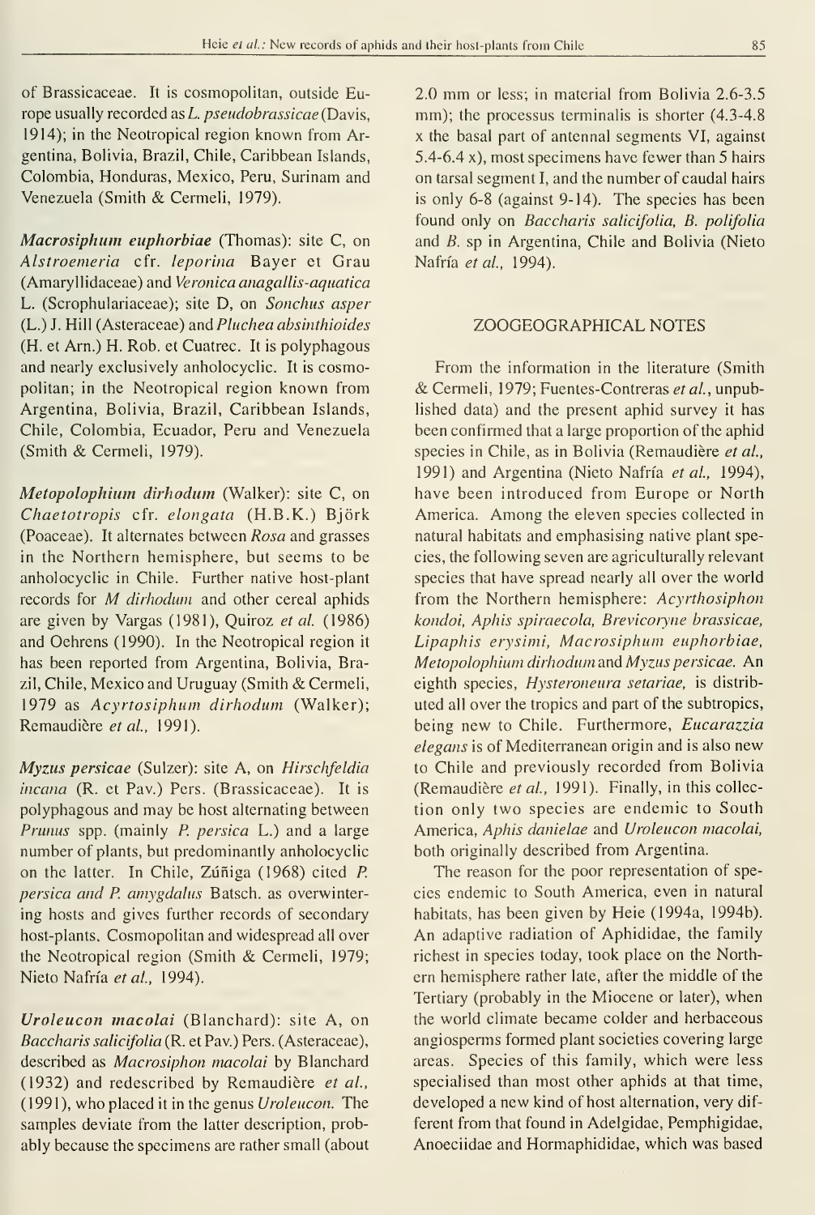of Brassicaceae. It is cosmopolitan, outside Europe usually recorded as *L. pseudobrassicae* (Davis, 1914); in the Neotropical region known from Argentina, Bolivia, Brazil, Chile, Caribbean Islands, Colombia, Honduras, Mexico, Peru, Surinam and Venezuela (Smith & Cermeli, 1979).

***Macrosiphum euphorbiae*** (Thomas): site C, on *Alstroemeria* cfr. *leporina* Bayer et Grau (Amaryllidaceae) and *Veronica anagallis-aquatica* L. (Scrophulariaceae); site D, on *Sonchus asper* (L.) J. Hill (Asteraceae) and *Pluchea absinthioides* (H. et Arn.) H. Rob. et Cuatrec. It is polyphagous and nearly exclusively anholocyclic. It is cosmopolitan; in the Neotropical region known from Argentina, Bolivia, Brazil, Caribbean Islands, Chile, Colombia, Ecuador, Peru and Venezuela (Smith & Cermeli, 1979).

***Metopolophium dirhodum*** (Walker): site C, on *Chaetotropis* cfr. *elongata* (H.B.K.) Björk (Poaceae). It alternates between *Rosa* and grasses in the Northern hemisphere, but seems to be anholocyclic in Chile. Further native host-plant records for *M dirhodum* and other cereal aphids are given by Vargas (1981), Quiroz *et al.* (1986) and Oehrens (1990). In the Neotropical region it has been reported from Argentina, Bolivia, Brazil, Chile, Mexico and Uruguay (Smith & Cermeli, 1979 as *Acyrtosiphum dirhodum* (Walker); Remaudière *et al.*, 1991).

***Myzus persicae*** (Sulzer): site A, on *Hirschfeldia incana* (R. et Pav.) Pers. (Brassicaceae). It is polyphagous and may be host alternating between *Prunus* spp. (mainly *P. persica* L.) and a large number of plants, but predominantly anholocyclic on the latter. In Chile, Zúñiga (1968) cited *P. persica and P. amygdalus* Batsch. as overwintering hosts and gives further records of secondary host-plants. Cosmopolitan and widespread all over the Neotropical region (Smith & Cermeli, 1979; Nieto Nafría *et al.*, 1994).

***Uroleucon macolai*** (Blanchard): site A, on *Baccharis salicifolia* (R. et Pav.) Pers. (Asteraceae), described as *Macrosiphon macolai* by Blanchard (1932) and redescribed by Remaudière *et al.*, (1991), who placed it in the genus *Uroleucon*. The samples deviate from the latter description, probably because the specimens are rather small (about 2.0 mm or less; in material from Bolivia 2.6-3.5 mm); the processus terminalis is shorter (4.3-4.8 x the basal part of antennal segments VI, against 5.4-6.4 x), most specimens have fewer than 5 hairs on tarsal segment I, and the number of caudal hairs is only 6-8 (against 9-14). The species has been found only on *Baccharis salicifolia*, *B. polifolia* and *B.* sp in Argentina, Chile and Bolivia (Nieto Nafría *et al.*, 1994).

## ZOOGEOGRAPHICAL NOTES

From the information in the literature (Smith & Cermeli, 1979; Fuentes-Contreras *et al.*, unpublished data) and the present aphid survey it has been confirmed that a large proportion of the aphid species in Chile, as in Bolivia (Remaudière *et al.*, 1991) and Argentina (Nieto Nafría *et al.*, 1994), have been introduced from Europe or North America. Among the eleven species collected in natural habitats and emphasising native plant species, the following seven are agriculturally relevant species that have spread nearly all over the world from the Northern hemisphere: *Acyrthosiphon kondoi, Aphis spiraecola, Brevicoryne brassicae, Lipaphis erysimi, Macrosiphum euphorbiae, Metopolophium dirhodum* and *Myzus persicae*. An eighth species, *Hysteroneura setariae*, is distributed all over the tropics and part of the subtropics, being new to Chile. Furthermore, *Eucarazzia elegans* is of Mediterranean origin and is also new to Chile and previously recorded from Bolivia (Remaudière *et al.*, 1991). Finally, in this collection only two species are endemic to South America, *Aphis danielae* and *Uroleucon macolai*, both originally described from Argentina.

The reason for the poor representation of species endemic to South America, even in natural habitats, has been given by Heie (1994a, 1994b). An adaptive radiation of Aphididae, the family richest in species today, took place on the Northern hemisphere rather late, after the middle of the Tertiary (probably in the Miocene or later), when the world climate became colder and herbaceous angiosperms formed plant societies covering large areas. Species of this family, which were less specialised than most other aphids at that time, developed a new kind of host alternation, very different from that found in Adelgidae, Pemphigidae, Anoeciidae and Hormaphididae, which was based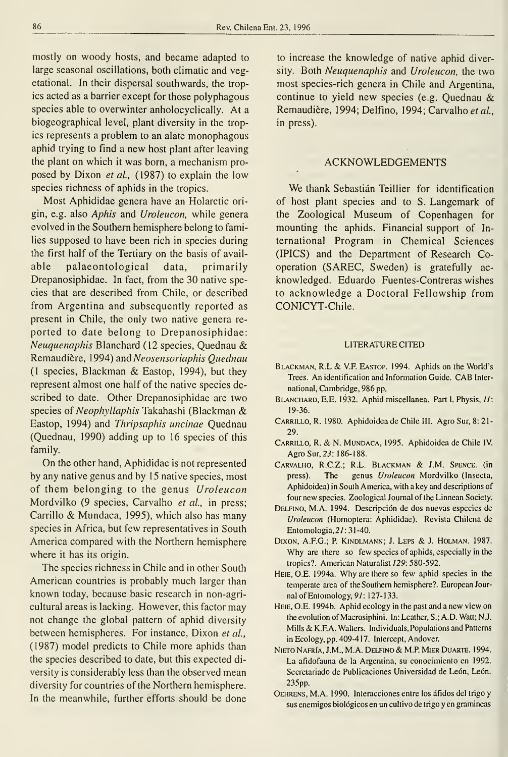mostly on woody hosts, and became adapted to large seasonal oscillations, both climatic and vegetational. In their dispersal southwards, the tropics acted as a barrier except for those polyphagous species able to overwinter anholocyclically. At a biogeographical level, plant diversity in the tropics represents a problem to an alate monophagous aphid trying to find a new host plant after leaving the plant on which it was born, a mechanism proposed by Dixon *et al.,* (1987) to explain the low species richness of aphids in the tropics.

Most Aphididae genera have an Holarctic origin, e.g. also *Aphis* and *Uroleucon,* while genera evolved in the Southern hemisphere belong to families supposed to have been rich in species during the first half of the Tertiary on the basis of available palaeontological data, primarily Drepanosiphidae. In fact, from the 30 native species that are described from Chile, or described from Argentina and subsequently reported as present in Chile, the only two native genera reported to date belong to Drepanosiphidae: *Neuquenaphis* Blanchard (12 species, Quednau & Remaudière, 1994) and *Neosensoriaphis Quednau* (1 species, Blackman & Eastop, 1994), but they represent almost one half of the native species described to date. Other Drepanosiphidae are two species of *Neophyllaphis* Takahashi (Blackman & Eastop, 1994) and *Thripsaphis uncinae* Quednau (Quednau, 1990) adding up to 16 species of this family.

On the other hand, Aphididae is not represented by any native genus and by 15 native species, most of them belonging to the genus *Uroleucon* Mordvilko (9 species, Carvalho *et al.,* in press; Carrillo & Mundaca, 1995), which also has many species in Africa, but few representatives in South America compared with the Northern hemisphere where it has its origin.

The species richness in Chile and in other South American countries is probably much larger than known today, because basic research in non-agricultural areas is lacking. However, this factor may not change the global pattern of aphid diversity between hemispheres. For instance, Dixon *et al.,* (1987) model predicts to Chile more aphids than the species described to date, but this expected diversity is considerably less than the observed mean diversity for countries of the Northern hemisphere. In the meanwhile, further efforts should be done to increase the knowledge of native aphid diversity. Both *Neuquenaphis* and *Uroleucon,* the two most species-rich genera in Chile and Argentina, continue to yield new species (e.g. Quednau & Remaudière, 1994; Delfino, 1994; Carvalho *et al.,* in press).

## ACKNOWLEDGEMENTS

We thank Sebastián Teillier for identification of host plant species and to S. Langemark of the Zoological Museum of Copenhagen for mounting the aphids. Financial support of International Program in Chemical Sciences (IPICS) and the Department of Research Cooperation (SAREC, Sweden) is gratefully acknowledged. Eduardo Fuentes-Contreras wishes to acknowledge a Doctoral Fellowship from CONICYT-Chile.

### LITERATURE CITED

Blackman, R.L & V.F. Eastop. 1994. Aphids on the World's Trees. An identification and Information Guide. CAB International, Cambridge, 986 pp.

Blanchard, E.E. 1932. Aphid miscellanea. Part I. Physis, *11*: 19-36.

Carrillo, R. 1980. Aphidoidea de Chile III. Agro Sur, 8: 21-29.

Carrillo, R. & N. Mundaca, 1995. Aphidoidea de Chile IV. Agro Sur, *23*: 186-188.

Carvalho, R.C.Z.; R.L. Blackman & J.M. Spence. (in press). The genus *Uroleucon* Mordvilko (Insecta, Aphidoidea) in South America, with a key and descriptions of four new species. Zoological Journal of the Linnean Society.

Delfino, M.A. 1994. Descripción de dos nuevas especies de *Uroleucon* (Homoptera: Aphididae). Revista Chilena de Entomologia, *21*: 31-40.

Dixon, A.F.G.; P. Kindlmann; J. Leps & J. Holman. 1987. Why are there so few species of aphids, especially in the tropics?. American Naturalist *129*: 580-592.

Heie, O.E. 1994a. Why are there so few aphid species in the temperate area of the Southern hemisphere?. European Journal of Entomology, *91*: 127-133.

Heie, O.E. 1994b. Aphid ecology in the past and a new view on the evolution of Macrosiphini. In: Leather, S.; A.D. Watt; N.J. Mills & K.F.A. Walters. Individuals, Populations and Patterns in Ecology, pp. 409-417. Intercept, Andover.

Nieto Nafría, J.M., M.A. Delfino & M.P. Mier Duarte. 1994. La afidofauna de la Argentina, su conocimiento en 1992. Secretariado de Publicaciones Universidad de León, León. 235pp.

Oehrens, M.A. 1990. Interacciones entre los áfidos del trigo y sus enemigos biológicos en un cultivo de trigo y en gramineas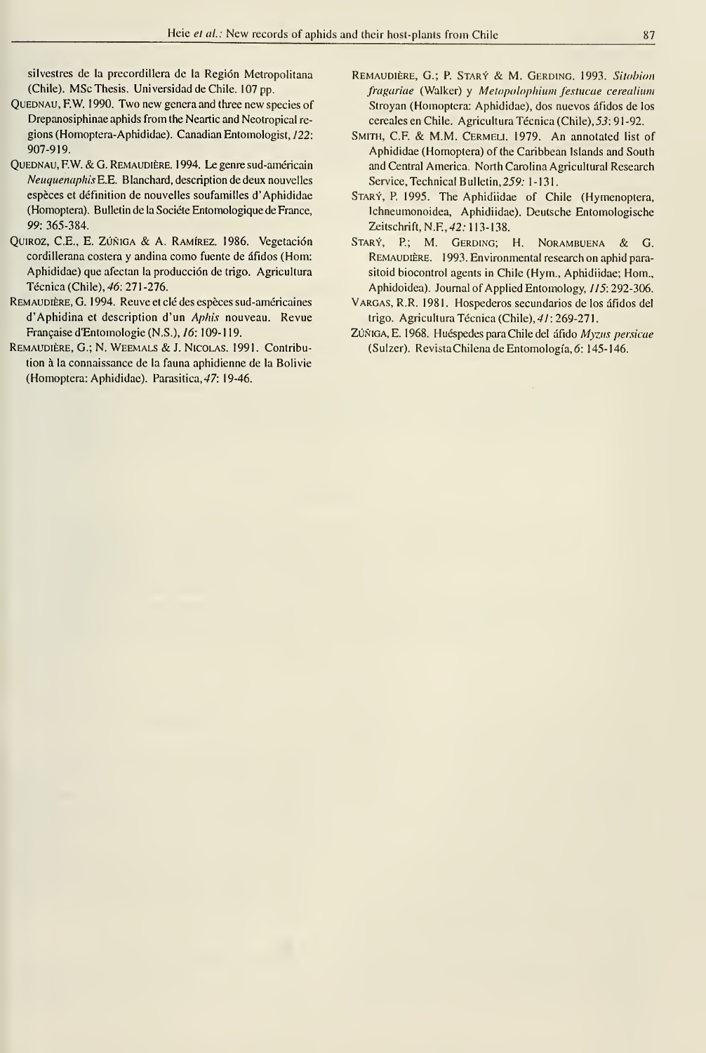silvestres de la precordillera de la Región Metropolitana (Chile). MSc Thesis. Universidad de Chile. 107 pp.

QUEDNAU, F.W. 1990. Two new genera and three new species of Drepanosiphinae aphids from the Neartic and Neotropical regions (Homoptera-Aphididae). Canadian Entomologist, *122*: 907-919.

QUEDNAU, F.W. & G. REMAUDIÈRE. 1994. Le genre sud-américain *Neuquenaphis* E.E. Blanchard, description de deux nouvelles espèces et définition de nouvelles soufamilles d'Aphididae (Homoptera). Bulletin de la Sociéte Entomologique de France, *99*: 365-384.

QUIROZ, C.E., E. ZÚÑIGA & A. RAMÍREZ. 1986. Vegetación cordillerana costera y andina como fuente de áfidos (Hom: Aphididae) que afectan la producción de trigo. Agricultura Técnica (Chile), *46*: 271-276.

REMAUDIÈRE, G. 1994. Reuve et clé des espèces sud-américaines d'Aphidina et description d'un *Aphis* nouveau. Revue Française d'Entomologie (N.S.), *16*: 109-119.

REMAUDIÈRE, G.; N. WEEMALS & J. NICOLAS. 1991. Contribution à la connaissance de la fauna aphidienne de la Bolivie (Homoptera: Aphididae). Parasitica, *47*: 19-46.

REMAUDIÈRE, G.; P. STARÝ & M. GERDING. 1993. *Sitobion fragariae* (Walker) y *Metopolophium festucae cerealium* Stroyan (Homoptera: Aphididae), dos nuevos áfidos de los cereales en Chile. Agricultura Técnica (Chile), *53*: 91-92.

SMITH, C.F. & M.M. CERMELI. 1979. An annotated list of Aphididae (Homoptera) of the Caribbean Islands and South and Central America. North Carolina Agricultural Research Service, Technical Bulletin, *259*: 1-131.

STARÝ, P. 1995. The Aphidiidae of Chile (Hymenoptera, Ichneumonoidea, Aphidiidae). Deutsche Entomologische Zeitschrift, N.F., *42*: 113-138.

STARÝ, P.; M. GERDING; H. NORAMBUENA & G. REMAUDIÈRE. 1993. Environmental research on aphid parasitoid biocontrol agents in Chile (Hym., Aphidiidae; Hom., Aphidoidea). Journal of Applied Entomology, *115*: 292-306.

VARGAS, R.R. 1981. Hospederos secundarios de los áfidos del trigo. Agricultura Técnica (Chile), *41*: 269-271.

ZÚÑIGA, E. 1968. Huéspedes para Chile del áfido *Myzus persicae* (Sulzer). Revista Chilena de Entomología, *6*: 145-146.